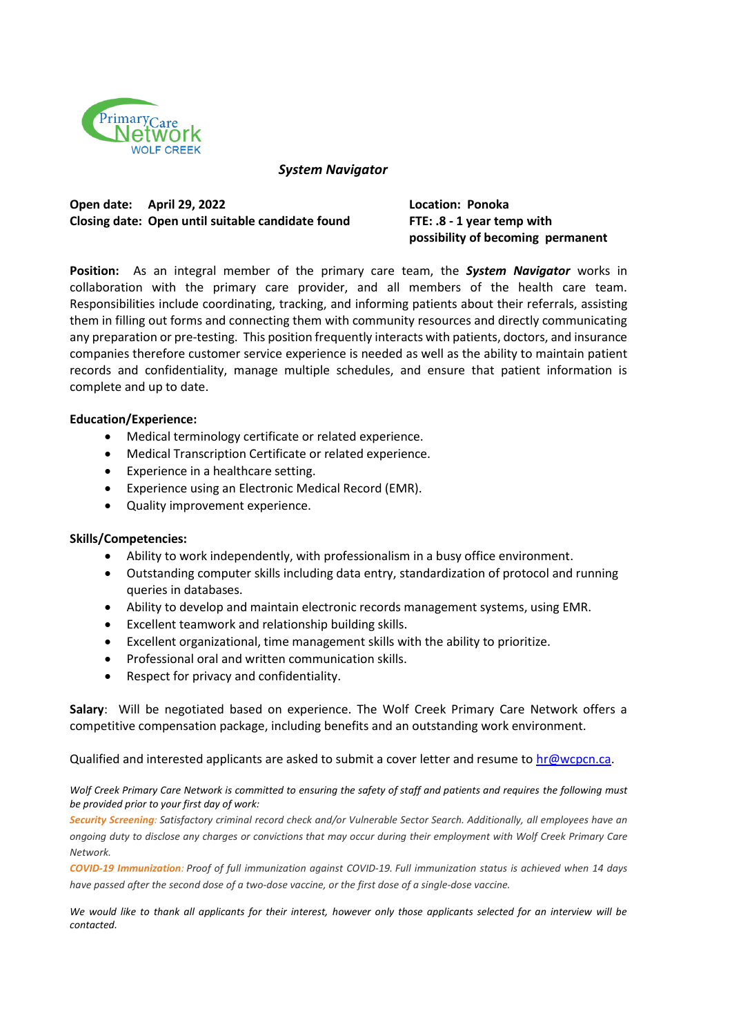Primary Care Network
WOLF CREEK

# *System Navigator*

**Open date: April 29, 2022**
**Closing date: Open until suitable candidate found**

**Location: Ponoka**
**FTE: .8 - 1 year temp with possibility of becoming permanent**

**Position:** As an integral member of the primary care team, the ***System Navigator*** works in collaboration with the primary care provider, and all members of the health care team. Responsibilities include coordinating, tracking, and informing patients about their referrals, assisting them in filling out forms and connecting them with community resources and directly communicating any preparation or pre-testing. This position frequently interacts with patients, doctors, and insurance companies therefore customer service experience is needed as well as the ability to maintain patient records and confidentiality, manage multiple schedules, and ensure that patient information is complete and up to date.

**Education/Experience:**

- Medical terminology certificate or related experience.
- Medical Transcription Certificate or related experience.
- Experience in a healthcare setting.
- Experience using an Electronic Medical Record (EMR).
- Quality improvement experience.

**Skills/Competencies:**

- Ability to work independently, with professionalism in a busy office environment.
- Outstanding computer skills including data entry, standardization of protocol and running queries in databases.
- Ability to develop and maintain electronic records management systems, using EMR.
- Excellent teamwork and relationship building skills.
- Excellent organizational, time management skills with the ability to prioritize.
- Professional oral and written communication skills.
- Respect for privacy and confidentiality.

**Salary**: Will be negotiated based on experience. The Wolf Creek Primary Care Network offers a competitive compensation package, including benefits and an outstanding work environment.

Qualified and interested applicants are asked to submit a cover letter and resume to hr@wcpcn.ca.

*Wolf Creek Primary Care Network is committed to ensuring the safety of staff and patients and requires the following must be provided prior to your first day of work:*

***Security Screening****: Satisfactory criminal record check and/or Vulnerable Sector Search. Additionally, all employees have an ongoing duty to disclose any charges or convictions that may occur during their employment with Wolf Creek Primary Care Network.*

***COVID-19 Immunization****: Proof of full immunization against COVID-19. Full immunization status is achieved when 14 days have passed after the second dose of a two-dose vaccine, or the first dose of a single-dose vaccine.*

*We would like to thank all applicants for their interest, however only those applicants selected for an interview will be contacted.*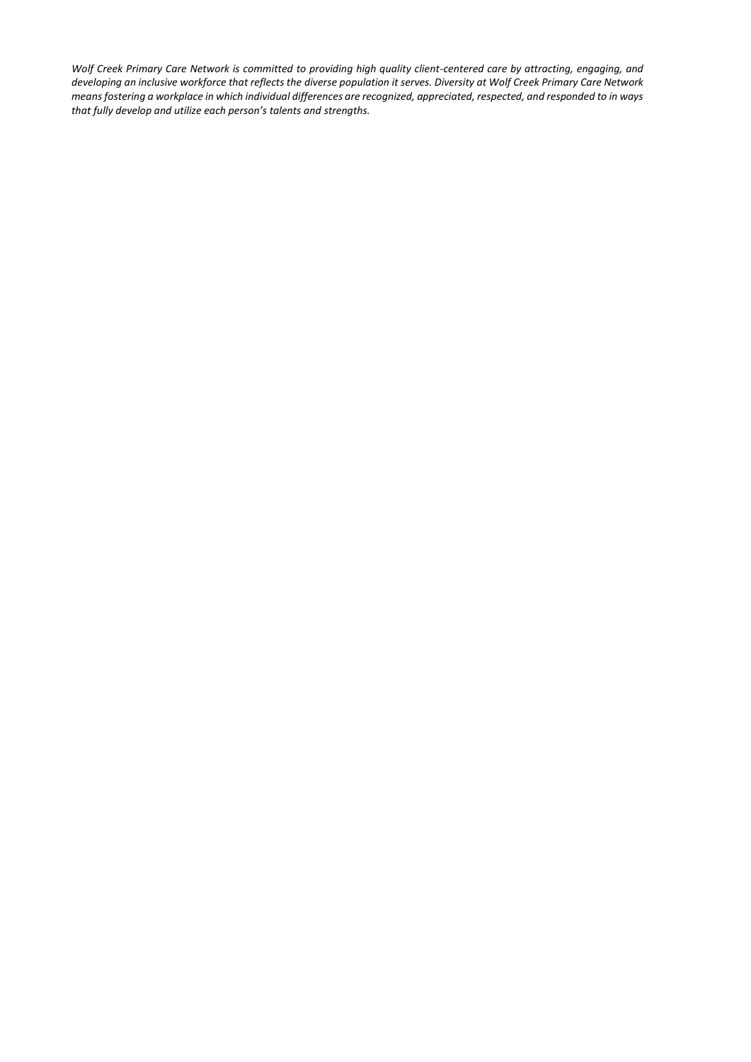*Wolf Creek Primary Care Network is committed to providing high quality client-centered care by attracting, engaging, and developing an inclusive workforce that reflects the diverse population it serves. Diversity at Wolf Creek Primary Care Network means fostering a workplace in which individual differences are recognized, appreciated, respected, and responded to in ways that fully develop and utilize each person's talents and strengths.*